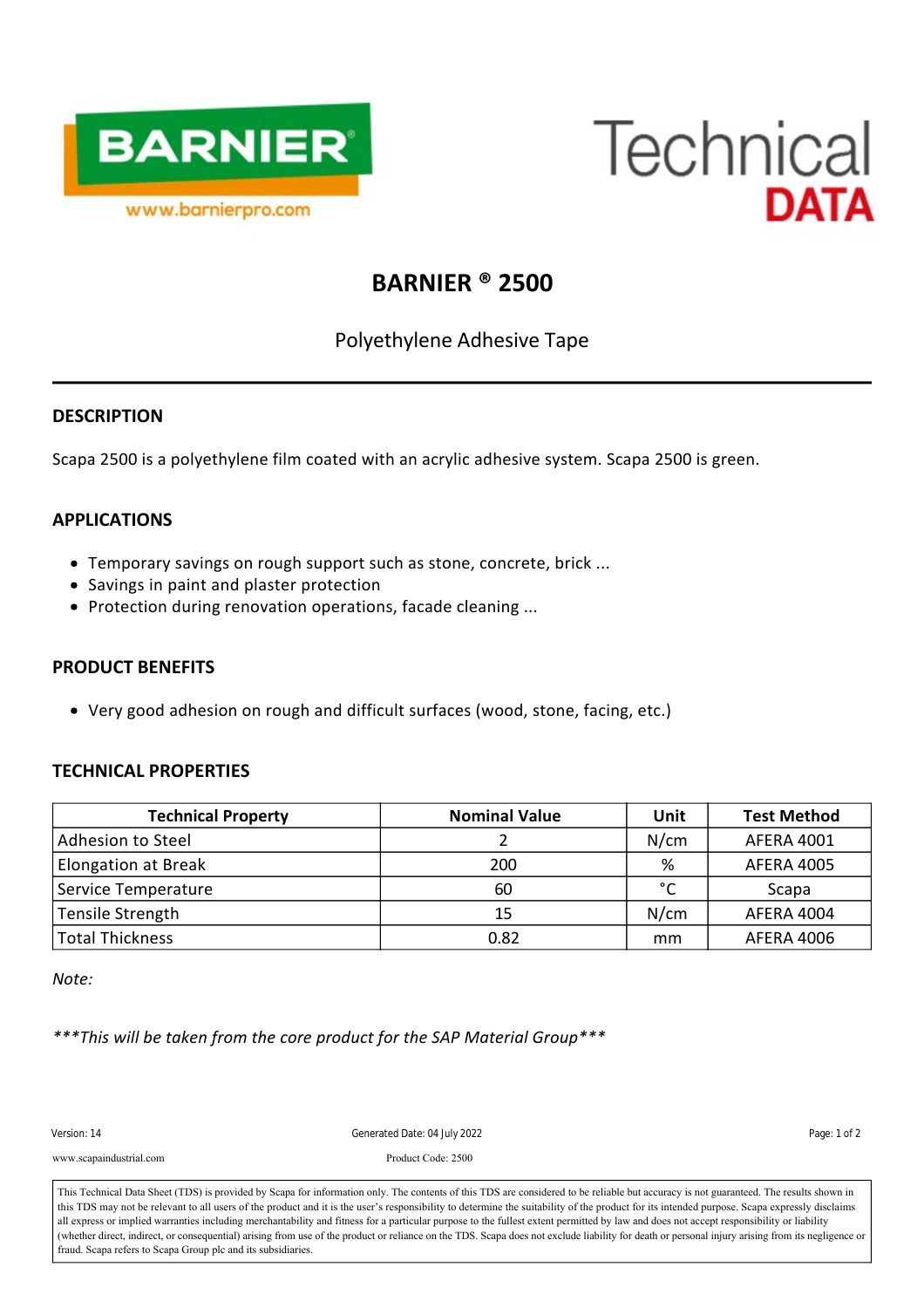BARNIER®

www.barnierpro.com

Technical DATA

# BARNIER ® 2500

Polyethylene Adhesive Tape

---

## DESCRIPTION

Scapa 2500 is a polyethylene film coated with an acrylic adhesive system. Scapa 2500 is green.

## APPLICATIONS

- Temporary savings on rough support such as stone, concrete, brick ...
- Savings in paint and plaster protection
- Protection during renovation operations, facade cleaning ...

## PRODUCT BENEFITS

- Very good adhesion on rough and difficult surfaces (wood, stone, facing, etc.)

## TECHNICAL PROPERTIES

| Technical Property | Nominal Value | Unit | Test Method |
|---|---|---|---|
| Adhesion to Steel | 2 | N/cm | AFERA 4001 |
| Elongation at Break | 200 | % | AFERA 4005 |
| Service Temperature | 60 | °C | Scapa |
| Tensile Strength | 15 | N/cm | AFERA 4004 |
| Total Thickness | 0.82 | mm | AFERA 4006 |

*Note:*

****This will be taken from the core product for the SAP Material Group****

Version: 14 Generated Date: 04 July 2022

www.scapaindustrial.com Product Code: 2500

This Technical Data Sheet (TDS) is provided by Scapa for information only. The contents of this TDS are considered to be reliable but accuracy is not guaranteed. The results shown in this TDS may not be relevant to all users of the product and it is the user's responsibility to determine the suitability of the product for its intended purpose. Scapa expressly disclaims all express or implied warranties including merchantability and fitness for a particular purpose to the fullest extent permitted by law and does not accept responsibility or liability (whether direct, indirect, or consequential) arising from use of the product or reliance on the TDS. Scapa does not exclude liability for death or personal injury arising from its negligence or fraud. Scapa refers to Scapa Group plc and its subsidiaries.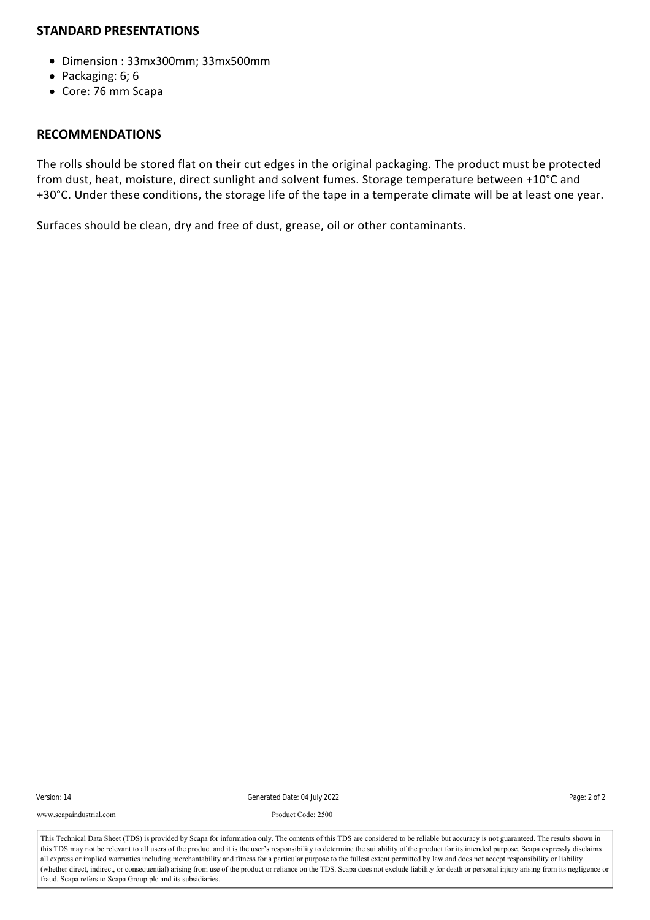## STANDARD PRESENTATIONS

- Dimension : 33mx300mm; 33mx500mm
- Packaging: 6; 6
- Core: 76 mm Scapa

## RECOMMENDATIONS

The rolls should be stored flat on their cut edges in the original packaging. The product must be protected from dust, heat, moisture, direct sunlight and solvent fumes. Storage temperature between +10°C and +30°C. Under these conditions, the storage life of the tape in a temperate climate will be at least one year.

Surfaces should be clean, dry and free of dust, grease, oil or other contaminants.

This Technical Data Sheet (TDS) is provided by Scapa for information only. The contents of this TDS are considered to be reliable but accuracy is not guaranteed. The results shown in this TDS may not be relevant to all users of the product and it is the user's responsibility to determine the suitability of the product for its intended purpose. Scapa expressly disclaims all express or implied warranties including merchantability and fitness for a particular purpose to the fullest extent permitted by law and does not accept responsibility or liability (whether direct, indirect, or consequential) arising from use of the product or reliance on the TDS. Scapa does not exclude liability for death or personal injury arising from its negligence or fraud. Scapa refers to Scapa Group plc and its subsidiaries.